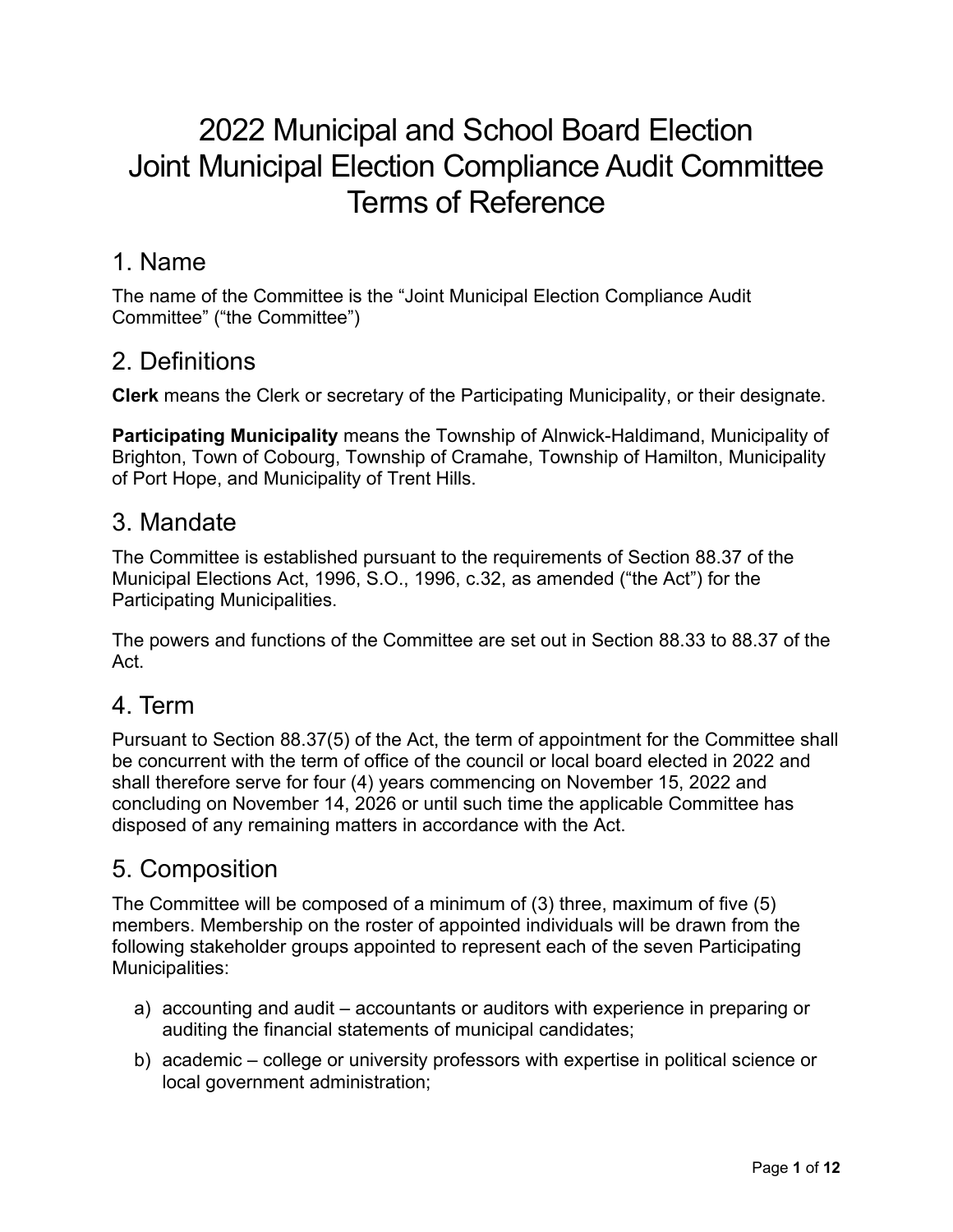# 2022 Municipal and School Board Election Joint Municipal Election Compliance Audit Committee Terms of Reference

## 1. Name

The name of the Committee is the "Joint Municipal Election Compliance Audit Committee" ("the Committee")

## 2. Definitions

**Clerk** means the Clerk or secretary of the Participating Municipality, or their designate.

**Participating Municipality** means the Township of Alnwick-Haldimand, Municipality of Brighton, Town of Cobourg, Township of Cramahe, Township of Hamilton, Municipality of Port Hope, and Municipality of Trent Hills.

## 3. Mandate

The Committee is established pursuant to the requirements of Section 88.37 of the Municipal Elections Act, 1996, S.O., 1996, c.32, as amended ("the Act") for the Participating Municipalities.

The powers and functions of the Committee are set out in Section 88.33 to 88.37 of the Act.

## 4. Term

Pursuant to Section 88.37(5) of the Act, the term of appointment for the Committee shall be concurrent with the term of office of the council or local board elected in 2022 and shall therefore serve for four (4) years commencing on November 15, 2022 and concluding on November 14, 2026 or until such time the applicable Committee has disposed of any remaining matters in accordance with the Act.

## 5. Composition

The Committee will be composed of a minimum of (3) three, maximum of five (5) members. Membership on the roster of appointed individuals will be drawn from the following stakeholder groups appointed to represent each of the seven Participating Municipalities:

a) accounting and audit – accountants or auditors with experience in preparing or auditing the financial statements of municipal candidates;

b) academic – college or university professors with expertise in political science or local government administration;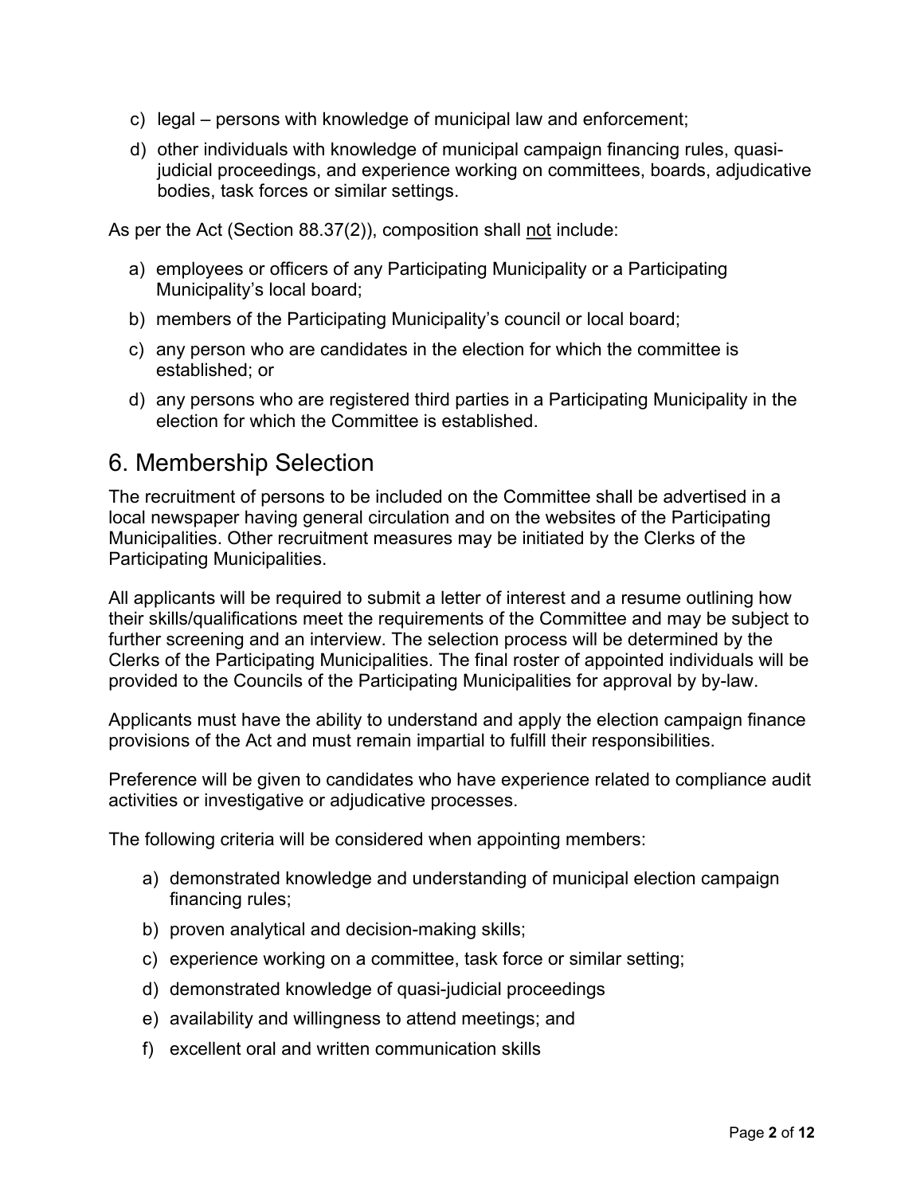c) legal – persons with knowledge of municipal law and enforcement;

d) other individuals with knowledge of municipal campaign financing rules, quasi-judicial proceedings, and experience working on committees, boards, adjudicative bodies, task forces or similar settings.

As per the Act (Section 88.37(2)), composition shall <u>not</u> include:

a) employees or officers of any Participating Municipality or a Participating Municipality's local board;

b) members of the Participating Municipality's council or local board;

c) any person who are candidates in the election for which the committee is established; or

d) any persons who are registered third parties in a Participating Municipality in the election for which the Committee is established.

## 6. Membership Selection

The recruitment of persons to be included on the Committee shall be advertised in a local newspaper having general circulation and on the websites of the Participating Municipalities. Other recruitment measures may be initiated by the Clerks of the Participating Municipalities.

All applicants will be required to submit a letter of interest and a resume outlining how their skills/qualifications meet the requirements of the Committee and may be subject to further screening and an interview. The selection process will be determined by the Clerks of the Participating Municipalities. The final roster of appointed individuals will be provided to the Councils of the Participating Municipalities for approval by by-law.

Applicants must have the ability to understand and apply the election campaign finance provisions of the Act and must remain impartial to fulfill their responsibilities.

Preference will be given to candidates who have experience related to compliance audit activities or investigative or adjudicative processes.

The following criteria will be considered when appointing members:

a) demonstrated knowledge and understanding of municipal election campaign financing rules;

b) proven analytical and decision-making skills;

c) experience working on a committee, task force or similar setting;

d) demonstrated knowledge of quasi-judicial proceedings

e) availability and willingness to attend meetings; and

f) excellent oral and written communication skills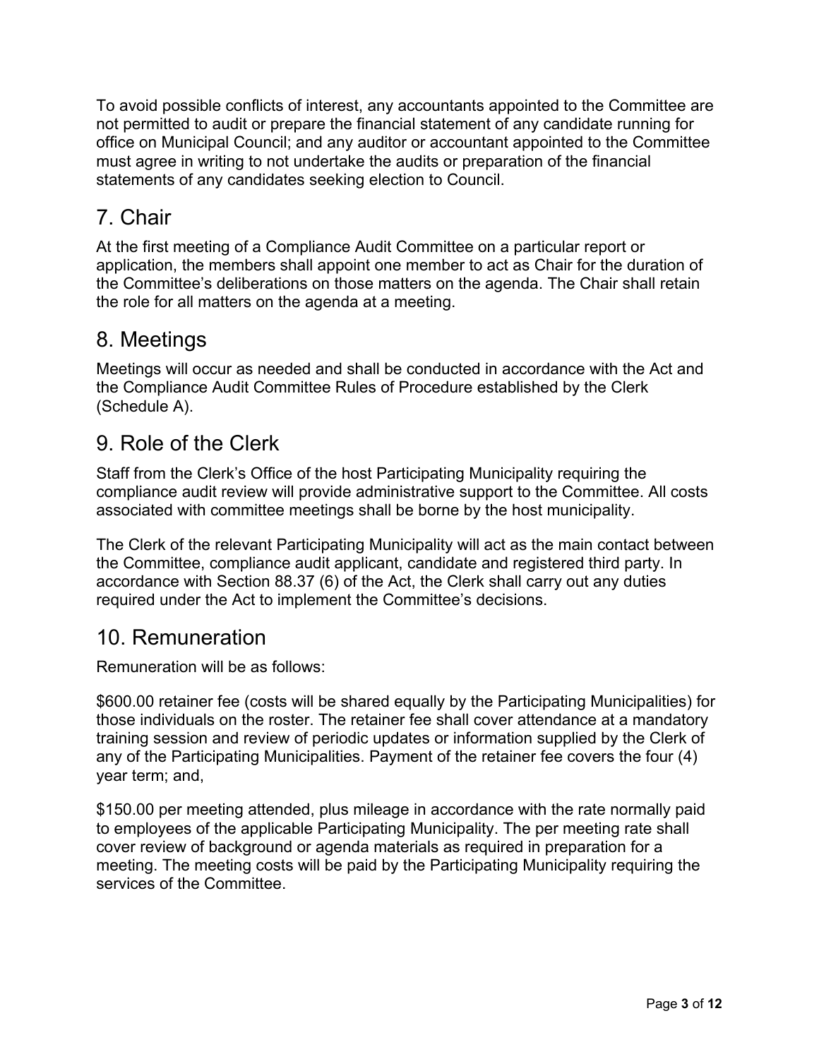To avoid possible conflicts of interest, any accountants appointed to the Committee are not permitted to audit or prepare the financial statement of any candidate running for office on Municipal Council; and any auditor or accountant appointed to the Committee must agree in writing to not undertake the audits or preparation of the financial statements of any candidates seeking election to Council.

## 7. Chair

At the first meeting of a Compliance Audit Committee on a particular report or application, the members shall appoint one member to act as Chair for the duration of the Committee's deliberations on those matters on the agenda. The Chair shall retain the role for all matters on the agenda at a meeting.

## 8. Meetings

Meetings will occur as needed and shall be conducted in accordance with the Act and the Compliance Audit Committee Rules of Procedure established by the Clerk (Schedule A).

## 9. Role of the Clerk

Staff from the Clerk's Office of the host Participating Municipality requiring the compliance audit review will provide administrative support to the Committee. All costs associated with committee meetings shall be borne by the host municipality.

The Clerk of the relevant Participating Municipality will act as the main contact between the Committee, compliance audit applicant, candidate and registered third party. In accordance with Section 88.37 (6) of the Act, the Clerk shall carry out any duties required under the Act to implement the Committee's decisions.

## 10. Remuneration

Remuneration will be as follows:

$600.00 retainer fee (costs will be shared equally by the Participating Municipalities) for those individuals on the roster. The retainer fee shall cover attendance at a mandatory training session and review of periodic updates or information supplied by the Clerk of any of the Participating Municipalities. Payment of the retainer fee covers the four (4) year term; and,

$150.00 per meeting attended, plus mileage in accordance with the rate normally paid to employees of the applicable Participating Municipality. The per meeting rate shall cover review of background or agenda materials as required in preparation for a meeting. The meeting costs will be paid by the Participating Municipality requiring the services of the Committee.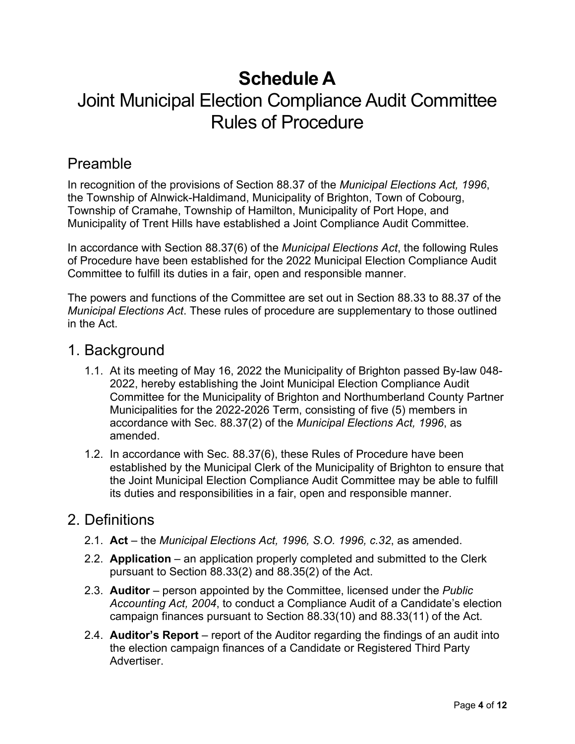# Schedule A

# Joint Municipal Election Compliance Audit Committee Rules of Procedure

## Preamble

In recognition of the provisions of Section 88.37 of the *Municipal Elections Act, 1996*, the Township of Alnwick-Haldimand, Municipality of Brighton, Town of Cobourg, Township of Cramahe, Township of Hamilton, Municipality of Port Hope, and Municipality of Trent Hills have established a Joint Compliance Audit Committee.

In accordance with Section 88.37(6) of the *Municipal Elections Act*, the following Rules of Procedure have been established for the 2022 Municipal Election Compliance Audit Committee to fulfill its duties in a fair, open and responsible manner.

The powers and functions of the Committee are set out in Section 88.33 to 88.37 of the *Municipal Elections Act*. These rules of procedure are supplementary to those outlined in the Act.

## 1. Background

1.1. At its meeting of May 16, 2022 the Municipality of Brighton passed By-law 048-2022, hereby establishing the Joint Municipal Election Compliance Audit Committee for the Municipality of Brighton and Northumberland County Partner Municipalities for the 2022-2026 Term, consisting of five (5) members in accordance with Sec. 88.37(2) of the *Municipal Elections Act, 1996*, as amended.

1.2. In accordance with Sec. 88.37(6), these Rules of Procedure have been established by the Municipal Clerk of the Municipality of Brighton to ensure that the Joint Municipal Election Compliance Audit Committee may be able to fulfill its duties and responsibilities in a fair, open and responsible manner.

## 2. Definitions

2.1. **Act** – the *Municipal Elections Act, 1996, S.O. 1996, c.32*, as amended.

2.2. **Application** – an application properly completed and submitted to the Clerk pursuant to Section 88.33(2) and 88.35(2) of the Act.

2.3. **Auditor** – person appointed by the Committee, licensed under the *Public Accounting Act, 2004*, to conduct a Compliance Audit of a Candidate's election campaign finances pursuant to Section 88.33(10) and 88.33(11) of the Act.

2.4. **Auditor's Report** – report of the Auditor regarding the findings of an audit into the election campaign finances of a Candidate or Registered Third Party Advertiser.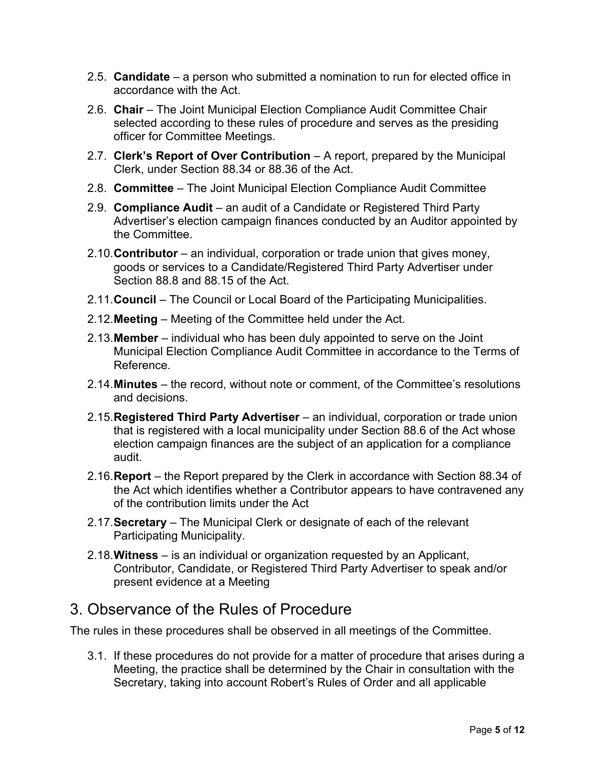2.5. **Candidate** – a person who submitted a nomination to run for elected office in accordance with the Act.

2.6. **Chair** – The Joint Municipal Election Compliance Audit Committee Chair selected according to these rules of procedure and serves as the presiding officer for Committee Meetings.

2.7. **Clerk's Report of Over Contribution** – A report, prepared by the Municipal Clerk, under Section 88.34 or 88.36 of the Act.

2.8. **Committee** – The Joint Municipal Election Compliance Audit Committee

2.9. **Compliance Audit** – an audit of a Candidate or Registered Third Party Advertiser's election campaign finances conducted by an Auditor appointed by the Committee.

2.10. **Contributor** – an individual, corporation or trade union that gives money, goods or services to a Candidate/Registered Third Party Advertiser under Section 88.8 and 88.15 of the Act.

2.11. **Council** – The Council or Local Board of the Participating Municipalities.

2.12. **Meeting** – Meeting of the Committee held under the Act.

2.13. **Member** – individual who has been duly appointed to serve on the Joint Municipal Election Compliance Audit Committee in accordance to the Terms of Reference.

2.14. **Minutes** – the record, without note or comment, of the Committee's resolutions and decisions.

2.15. **Registered Third Party Advertiser** – an individual, corporation or trade union that is registered with a local municipality under Section 88.6 of the Act whose election campaign finances are the subject of an application for a compliance audit.

2.16. **Report** – the Report prepared by the Clerk in accordance with Section 88.34 of the Act which identifies whether a Contributor appears to have contravened any of the contribution limits under the Act

2.17. **Secretary** – The Municipal Clerk or designate of each of the relevant Participating Municipality.

2.18. **Witness** – is an individual or organization requested by an Applicant, Contributor, Candidate, or Registered Third Party Advertiser to speak and/or present evidence at a Meeting

# 3. Observance of the Rules of Procedure

The rules in these procedures shall be observed in all meetings of the Committee.

3.1. If these procedures do not provide for a matter of procedure that arises during a Meeting, the practice shall be determined by the Chair in consultation with the Secretary, taking into account Robert's Rules of Order and all applicable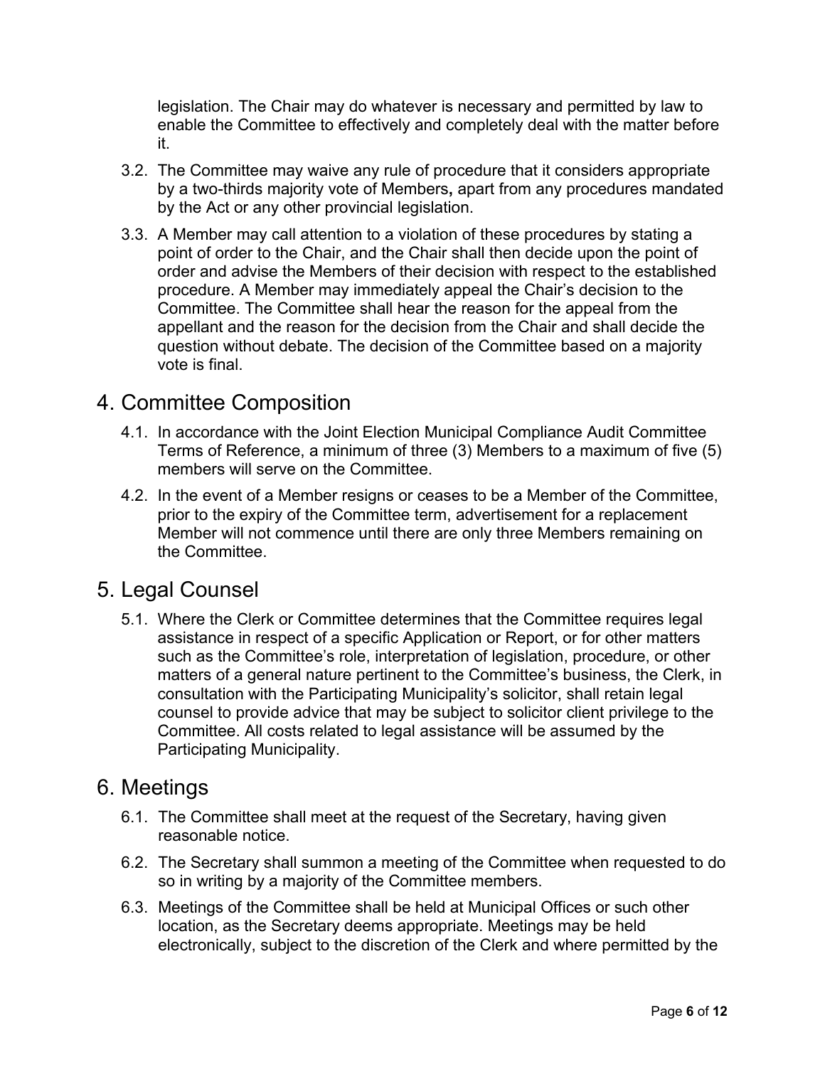legislation. The Chair may do whatever is necessary and permitted by law to enable the Committee to effectively and completely deal with the matter before it.

3.2. The Committee may waive any rule of procedure that it considers appropriate by a two-thirds majority vote of Members**,** apart from any procedures mandated by the Act or any other provincial legislation.

3.3. A Member may call attention to a violation of these procedures by stating a point of order to the Chair, and the Chair shall then decide upon the point of order and advise the Members of their decision with respect to the established procedure. A Member may immediately appeal the Chair's decision to the Committee. The Committee shall hear the reason for the appeal from the appellant and the reason for the decision from the Chair and shall decide the question without debate. The decision of the Committee based on a majority vote is final.

# 4. Committee Composition

4.1. In accordance with the Joint Election Municipal Compliance Audit Committee Terms of Reference, a minimum of three (3) Members to a maximum of five (5) members will serve on the Committee.

4.2. In the event of a Member resigns or ceases to be a Member of the Committee, prior to the expiry of the Committee term, advertisement for a replacement Member will not commence until there are only three Members remaining on the Committee.

# 5. Legal Counsel

5.1. Where the Clerk or Committee determines that the Committee requires legal assistance in respect of a specific Application or Report, or for other matters such as the Committee's role, interpretation of legislation, procedure, or other matters of a general nature pertinent to the Committee's business, the Clerk, in consultation with the Participating Municipality's solicitor, shall retain legal counsel to provide advice that may be subject to solicitor client privilege to the Committee. All costs related to legal assistance will be assumed by the Participating Municipality.

# 6. Meetings

6.1. The Committee shall meet at the request of the Secretary, having given reasonable notice.

6.2. The Secretary shall summon a meeting of the Committee when requested to do so in writing by a majority of the Committee members.

6.3. Meetings of the Committee shall be held at Municipal Offices or such other location, as the Secretary deems appropriate. Meetings may be held electronically, subject to the discretion of the Clerk and where permitted by the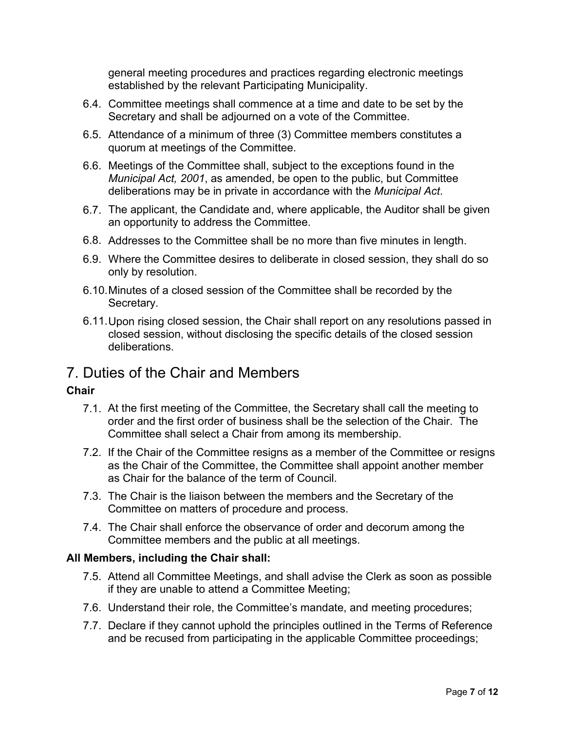general meeting procedures and practices regarding electronic meetings established by the relevant Participating Municipality.

6.4. Committee meetings shall commence at a time and date to be set by the Secretary and shall be adjourned on a vote of the Committee.

6.5. Attendance of a minimum of three (3) Committee members constitutes a quorum at meetings of the Committee.

6.6. Meetings of the Committee shall, subject to the exceptions found in the *Municipal Act, 2001*, as amended, be open to the public, but Committee deliberations may be in private in accordance with the *Municipal Act*.

6.7. The applicant, the Candidate and, where applicable, the Auditor shall be given an opportunity to address the Committee.

6.8. Addresses to the Committee shall be no more than five minutes in length.

6.9. Where the Committee desires to deliberate in closed session, they shall do so only by resolution.

6.10. Minutes of a closed session of the Committee shall be recorded by the Secretary.

6.11. Upon rising closed session, the Chair shall report on any resolutions passed in closed session, without disclosing the specific details of the closed session deliberations.

# 7. Duties of the Chair and Members

**Chair**

7.1. At the first meeting of the Committee, the Secretary shall call the meeting to order and the first order of business shall be the selection of the Chair. The Committee shall select a Chair from among its membership.

7.2. If the Chair of the Committee resigns as a member of the Committee or resigns as the Chair of the Committee, the Committee shall appoint another member as Chair for the balance of the term of Council.

7.3. The Chair is the liaison between the members and the Secretary of the Committee on matters of procedure and process.

7.4. The Chair shall enforce the observance of order and decorum among the Committee members and the public at all meetings.

**All Members, including the Chair shall:**

7.5. Attend all Committee Meetings, and shall advise the Clerk as soon as possible if they are unable to attend a Committee Meeting;

7.6. Understand their role, the Committee's mandate, and meeting procedures;

7.7. Declare if they cannot uphold the principles outlined in the Terms of Reference and be recused from participating in the applicable Committee proceedings;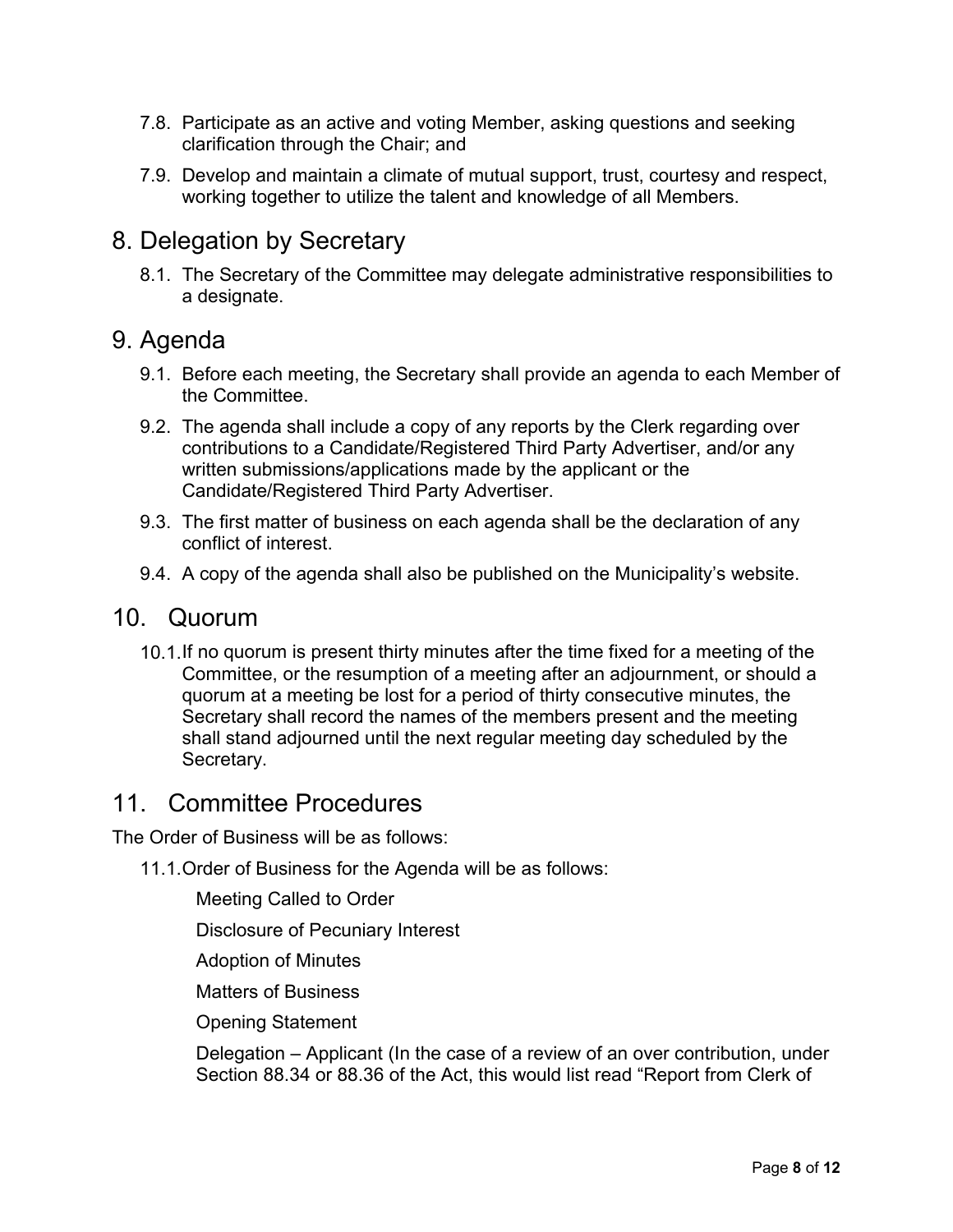7.8. Participate as an active and voting Member, asking questions and seeking clarification through the Chair; and

7.9. Develop and maintain a climate of mutual support, trust, courtesy and respect, working together to utilize the talent and knowledge of all Members.

## 8. Delegation by Secretary

8.1. The Secretary of the Committee may delegate administrative responsibilities to a designate.

## 9. Agenda

9.1. Before each meeting, the Secretary shall provide an agenda to each Member of the Committee.

9.2. The agenda shall include a copy of any reports by the Clerk regarding over contributions to a Candidate/Registered Third Party Advertiser, and/or any written submissions/applications made by the applicant or the Candidate/Registered Third Party Advertiser.

9.3. The first matter of business on each agenda shall be the declaration of any conflict of interest.

9.4. A copy of the agenda shall also be published on the Municipality's website.

## 10. Quorum

10.1. If no quorum is present thirty minutes after the time fixed for a meeting of the Committee, or the resumption of a meeting after an adjournment, or should a quorum at a meeting be lost for a period of thirty consecutive minutes, the Secretary shall record the names of the members present and the meeting shall stand adjourned until the next regular meeting day scheduled by the Secretary.

## 11. Committee Procedures

The Order of Business will be as follows:

11.1. Order of Business for the Agenda will be as follows:

Meeting Called to Order

Disclosure of Pecuniary Interest

Adoption of Minutes

Matters of Business

Opening Statement

Delegation – Applicant (In the case of a review of an over contribution, under Section 88.34 or 88.36 of the Act, this would list read "Report from Clerk of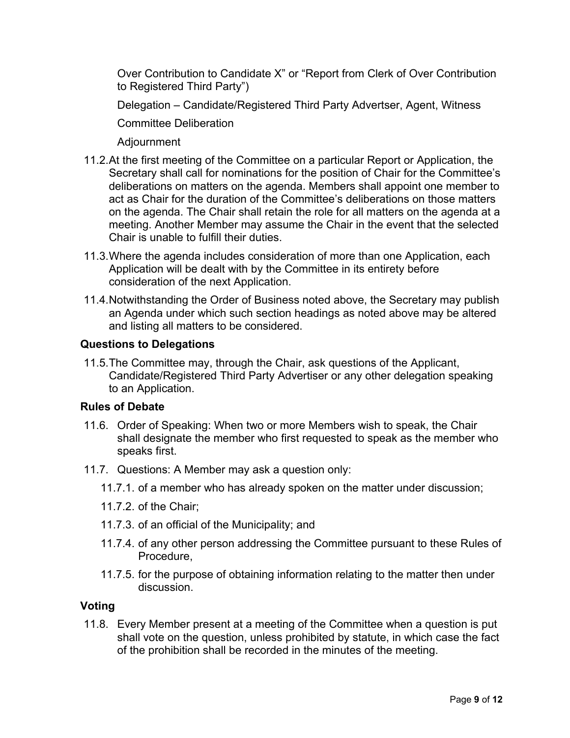Over Contribution to Candidate X" or "Report from Clerk of Over Contribution to Registered Third Party")

Delegation – Candidate/Registered Third Party Advertser, Agent, Witness

Committee Deliberation

Adjournment

11.2. At the first meeting of the Committee on a particular Report or Application, the Secretary shall call for nominations for the position of Chair for the Committee's deliberations on matters on the agenda. Members shall appoint one member to act as Chair for the duration of the Committee's deliberations on those matters on the agenda. The Chair shall retain the role for all matters on the agenda at a meeting. Another Member may assume the Chair in the event that the selected Chair is unable to fulfill their duties.

11.3. Where the agenda includes consideration of more than one Application, each Application will be dealt with by the Committee in its entirety before consideration of the next Application.

11.4. Notwithstanding the Order of Business noted above, the Secretary may publish an Agenda under which such section headings as noted above may be altered and listing all matters to be considered.

### Questions to Delegations

11.5. The Committee may, through the Chair, ask questions of the Applicant, Candidate/Registered Third Party Advertiser or any other delegation speaking to an Application.

### Rules of Debate

11.6. Order of Speaking: When two or more Members wish to speak, the Chair shall designate the member who first requested to speak as the member who speaks first.

11.7. Questions: A Member may ask a question only:

- 11.7.1. of a member who has already spoken on the matter under discussion;
- 11.7.2. of the Chair;
- 11.7.3. of an official of the Municipality; and
- 11.7.4. of any other person addressing the Committee pursuant to these Rules of Procedure,
- 11.7.5. for the purpose of obtaining information relating to the matter then under discussion.

### Voting

11.8. Every Member present at a meeting of the Committee when a question is put shall vote on the question, unless prohibited by statute, in which case the fact of the prohibition shall be recorded in the minutes of the meeting.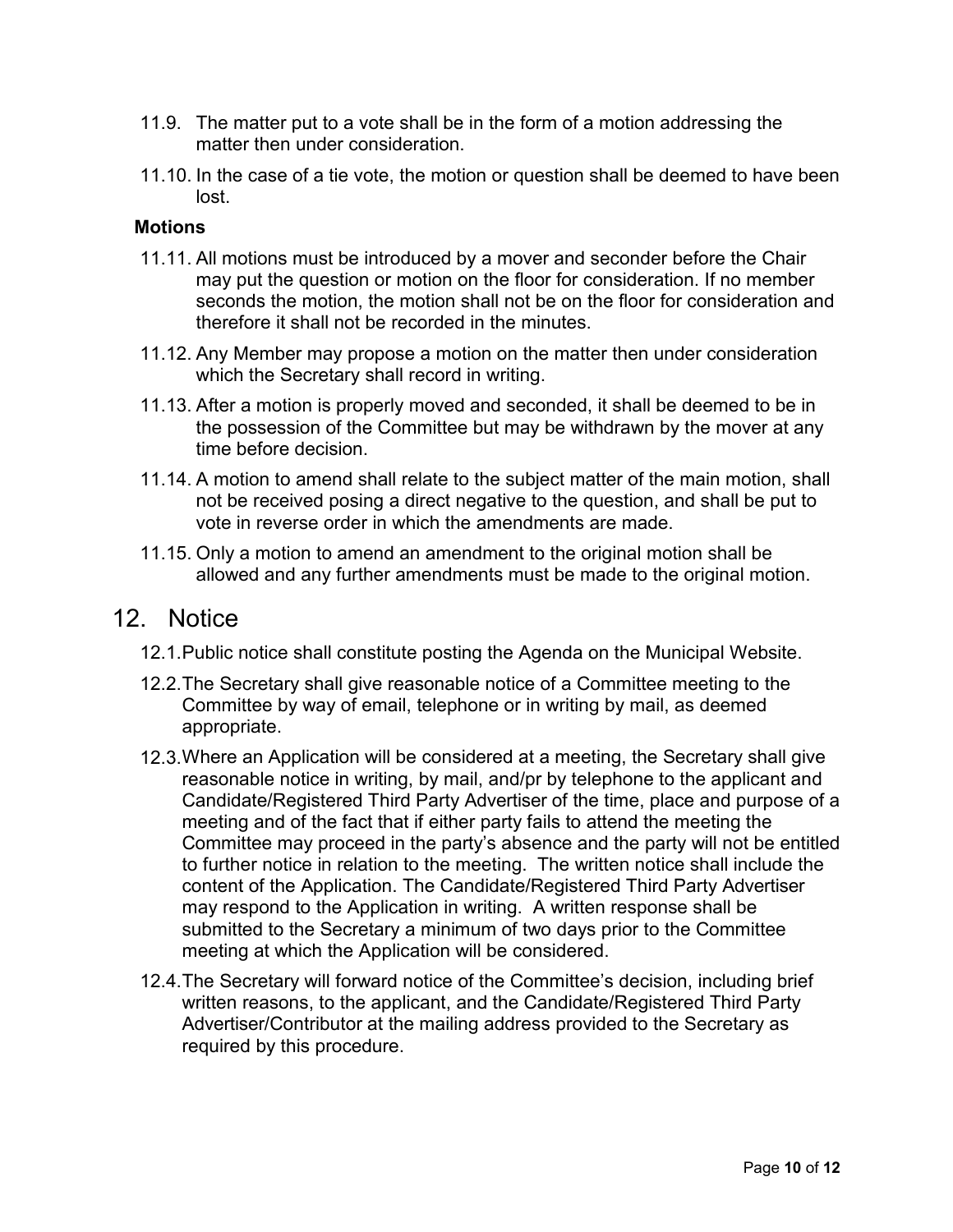11.9. The matter put to a vote shall be in the form of a motion addressing the matter then under consideration.

11.10. In the case of a tie vote, the motion or question shall be deemed to have been lost.

**Motions**

11.11. All motions must be introduced by a mover and seconder before the Chair may put the question or motion on the floor for consideration. If no member seconds the motion, the motion shall not be on the floor for consideration and therefore it shall not be recorded in the minutes.

11.12. Any Member may propose a motion on the matter then under consideration which the Secretary shall record in writing.

11.13. After a motion is properly moved and seconded, it shall be deemed to be in the possession of the Committee but may be withdrawn by the mover at any time before decision.

11.14. A motion to amend shall relate to the subject matter of the main motion, shall not be received posing a direct negative to the question, and shall be put to vote in reverse order in which the amendments are made.

11.15. Only a motion to amend an amendment to the original motion shall be allowed and any further amendments must be made to the original motion.

# 12. Notice

12.1. Public notice shall constitute posting the Agenda on the Municipal Website.

12.2. The Secretary shall give reasonable notice of a Committee meeting to the Committee by way of email, telephone or in writing by mail, as deemed appropriate.

12.3. Where an Application will be considered at a meeting, the Secretary shall give reasonable notice in writing, by mail, and/pr by telephone to the applicant and Candidate/Registered Third Party Advertiser of the time, place and purpose of a meeting and of the fact that if either party fails to attend the meeting the Committee may proceed in the party's absence and the party will not be entitled to further notice in relation to the meeting. The written notice shall include the content of the Application. The Candidate/Registered Third Party Advertiser may respond to the Application in writing. A written response shall be submitted to the Secretary a minimum of two days prior to the Committee meeting at which the Application will be considered.

12.4. The Secretary will forward notice of the Committee's decision, including brief written reasons, to the applicant, and the Candidate/Registered Third Party Advertiser/Contributor at the mailing address provided to the Secretary as required by this procedure.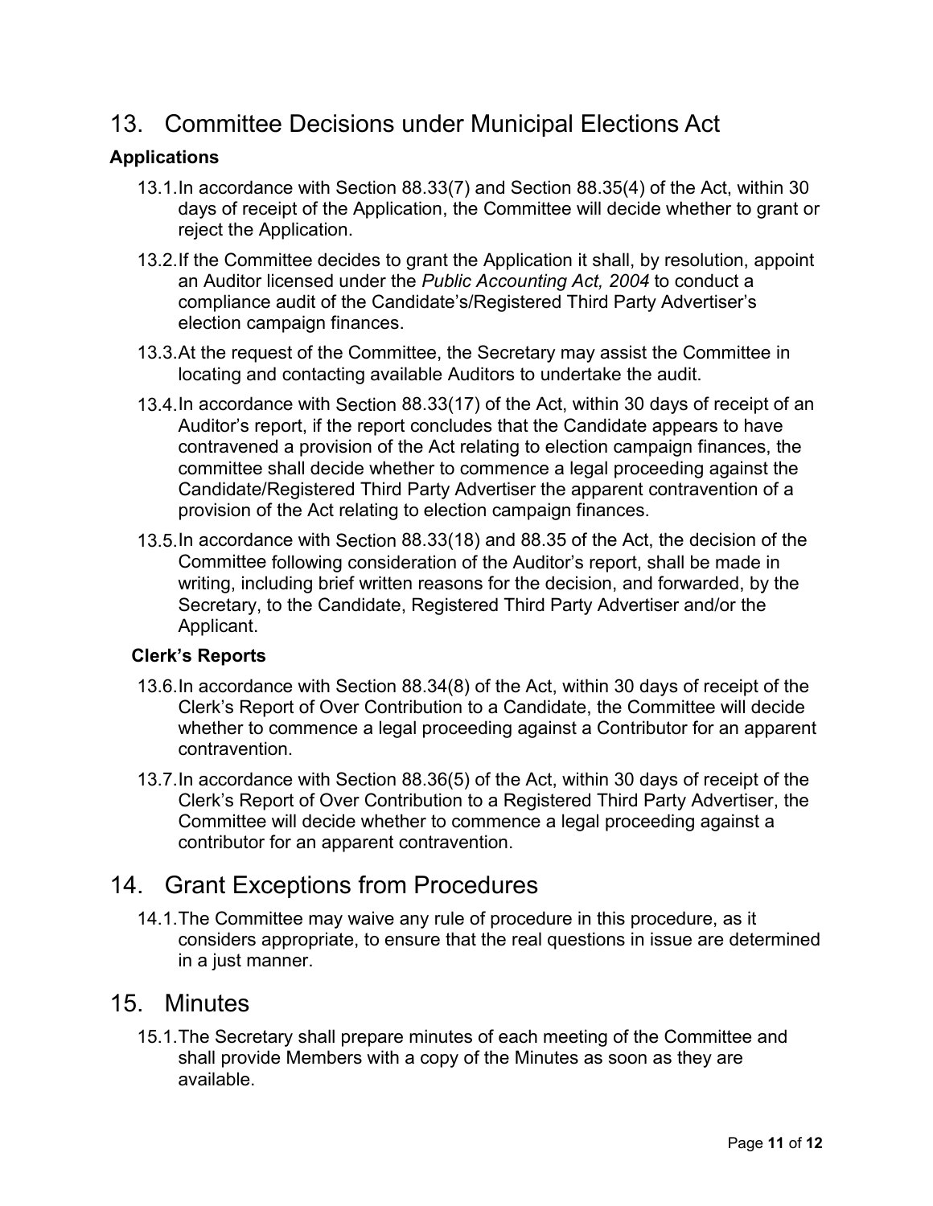## 13. Committee Decisions under Municipal Elections Act

### Applications

13.1. In accordance with Section 88.33(7) and Section 88.35(4) of the Act, within 30 days of receipt of the Application, the Committee will decide whether to grant or reject the Application.

13.2. If the Committee decides to grant the Application it shall, by resolution, appoint an Auditor licensed under the *Public Accounting Act, 2004* to conduct a compliance audit of the Candidate's/Registered Third Party Advertiser's election campaign finances.

13.3. At the request of the Committee, the Secretary may assist the Committee in locating and contacting available Auditors to undertake the audit.

13.4. In accordance with Section 88.33(17) of the Act, within 30 days of receipt of an Auditor's report, if the report concludes that the Candidate appears to have contravened a provision of the Act relating to election campaign finances, the committee shall decide whether to commence a legal proceeding against the Candidate/Registered Third Party Advertiser the apparent contravention of a provision of the Act relating to election campaign finances.

13.5. In accordance with Section 88.33(18) and 88.35 of the Act, the decision of the Committee following consideration of the Auditor's report, shall be made in writing, including brief written reasons for the decision, and forwarded, by the Secretary, to the Candidate, Registered Third Party Advertiser and/or the Applicant.

### Clerk's Reports

13.6. In accordance with Section 88.34(8) of the Act, within 30 days of receipt of the Clerk's Report of Over Contribution to a Candidate, the Committee will decide whether to commence a legal proceeding against a Contributor for an apparent contravention.

13.7. In accordance with Section 88.36(5) of the Act, within 30 days of receipt of the Clerk's Report of Over Contribution to a Registered Third Party Advertiser, the Committee will decide whether to commence a legal proceeding against a contributor for an apparent contravention.

## 14. Grant Exceptions from Procedures

14.1. The Committee may waive any rule of procedure in this procedure, as it considers appropriate, to ensure that the real questions in issue are determined in a just manner.

## 15. Minutes

15.1. The Secretary shall prepare minutes of each meeting of the Committee and shall provide Members with a copy of the Minutes as soon as they are available.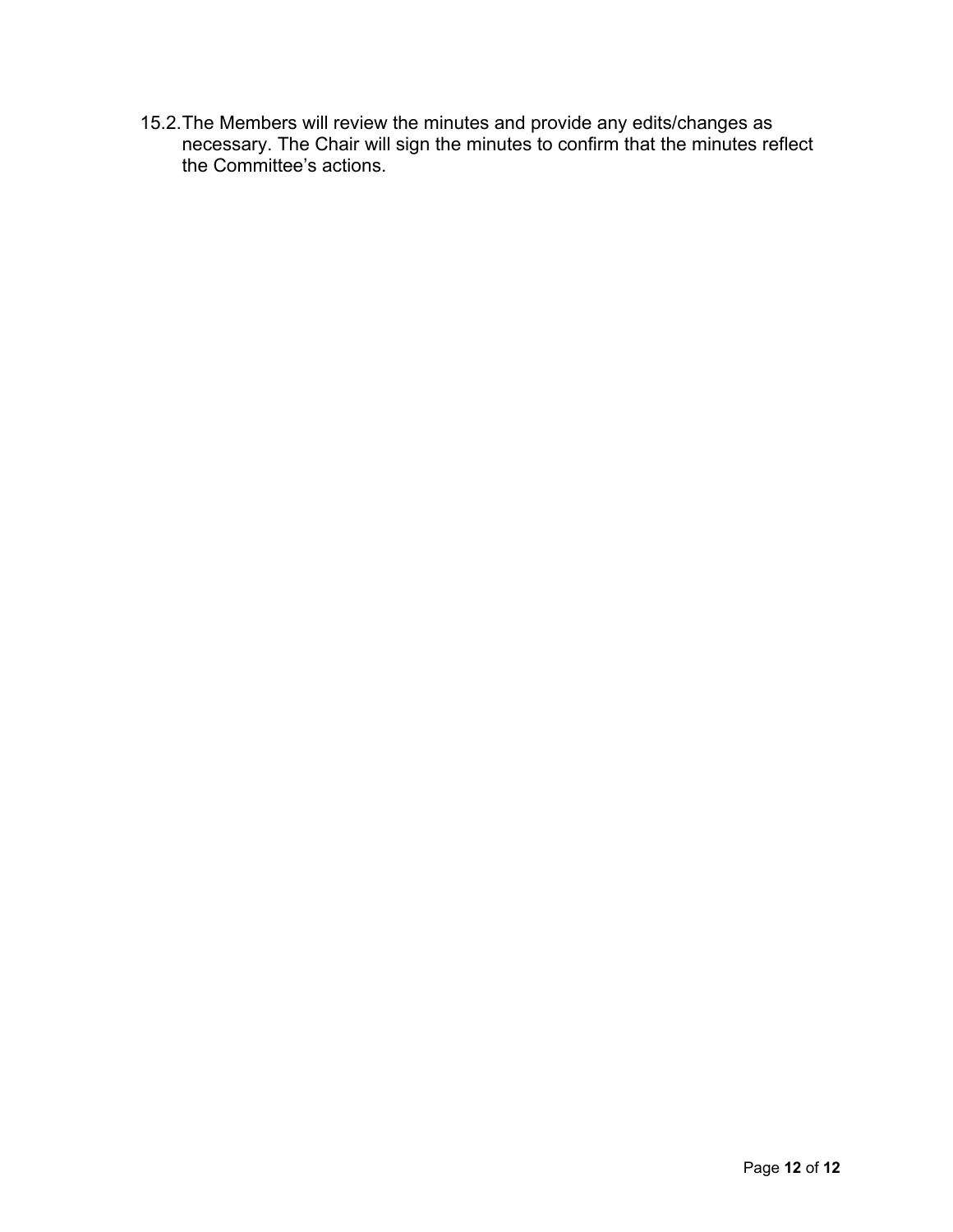15.2. The Members will review the minutes and provide any edits/changes as necessary. The Chair will sign the minutes to confirm that the minutes reflect the Committee's actions.